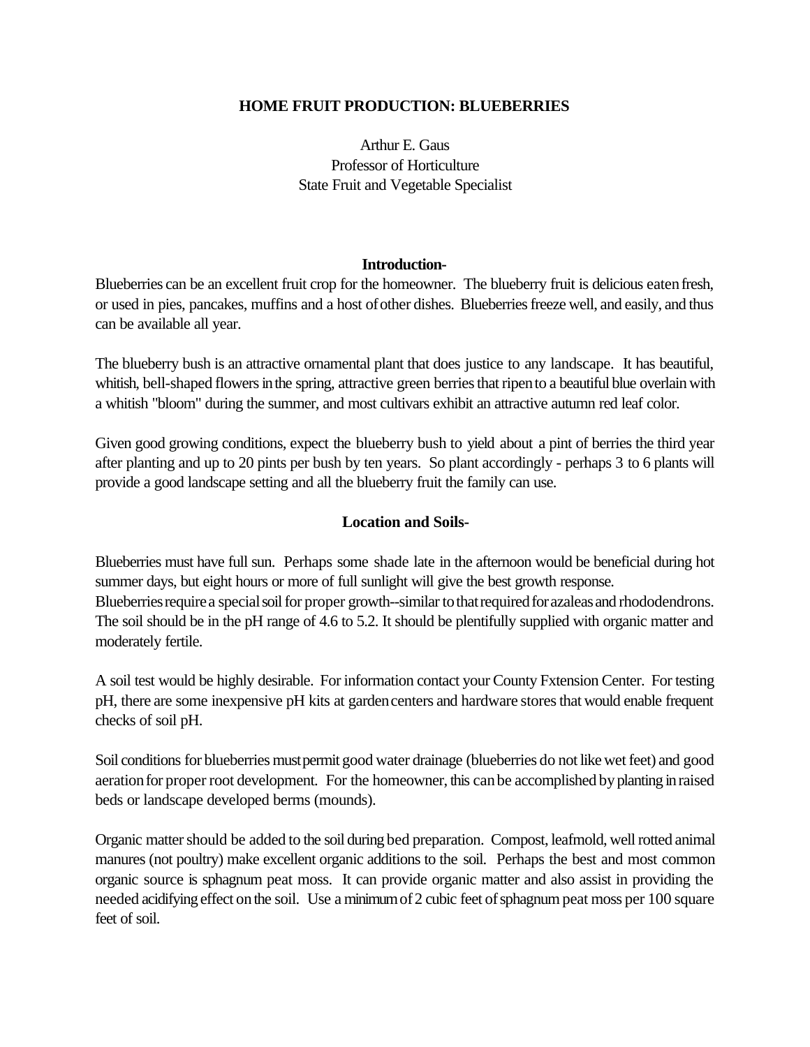# HOME FRUIT PRODUCTION: BLUEBERRIES

Arthur E. Gaus
Professor of Horticulture
State Fruit and Vegetable Specialist

## Introduction-

Blueberries can be an excellent fruit crop for the homeowner. The blueberry fruit is delicious eaten fresh, or used in pies, pancakes, muffins and a host of other dishes. Blueberries freeze well, and easily, and thus can be available all year.

The blueberry bush is an attractive ornamental plant that does justice to any landscape. It has beautiful, whitish, bell-shaped flowers in the spring, attractive green berries that ripen to a beautiful blue overlain with a whitish "bloom" during the summer, and most cultivars exhibit an attractive autumn red leaf color.

Given good growing conditions, expect the blueberry bush to yield about a pint of berries the third year after planting and up to 20 pints per bush by ten years. So plant accordingly - perhaps 3 to 6 plants will provide a good landscape setting and all the blueberry fruit the family can use.

## Location and Soils-

Blueberries must have full sun. Perhaps some shade late in the afternoon would be beneficial during hot summer days, but eight hours or more of full sunlight will give the best growth response.
Blueberries require a special soil for proper growth--similar to that required for azaleas and rhododendrons. The soil should be in the pH range of 4.6 to 5.2. It should be plentifully supplied with organic matter and moderately fertile.

A soil test would be highly desirable. For information contact your County Fxtension Center. For testing pH, there are some inexpensive pH kits at garden centers and hardware stores that would enable frequent checks of soil pH.

Soil conditions for blueberries must permit good water drainage (blueberries do not like wet feet) and good aeration for proper root development. For the homeowner, this can be accomplished by planting in raised beds or landscape developed berms (mounds).

Organic matter should be added to the soil during bed preparation. Compost, leafmold, well rotted animal manures (not poultry) make excellent organic additions to the soil. Perhaps the best and most common organic source is sphagnum peat moss. It can provide organic matter and also assist in providing the needed acidifying effect on the soil. Use a minimum of 2 cubic feet of sphagnum peat moss per 100 square feet of soil.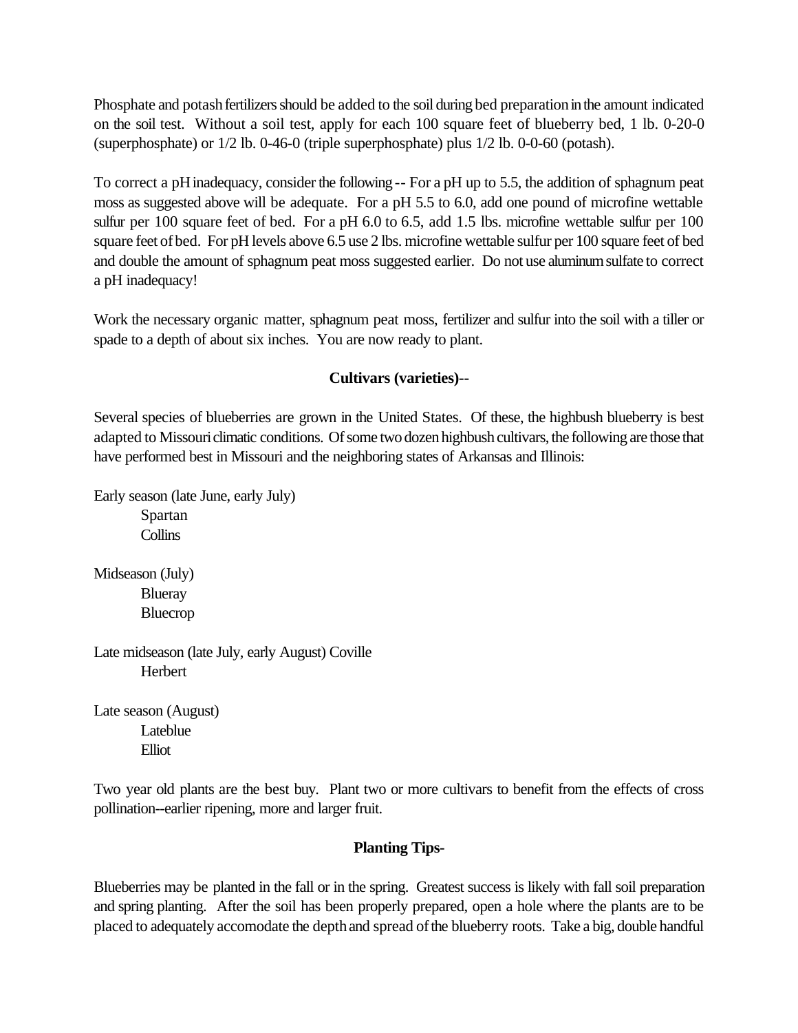Phosphate and potash fertilizers should be added to the soil during bed preparation in the amount indicated on the soil test. Without a soil test, apply for each 100 square feet of blueberry bed, 1 lb. 0-20-0 (superphosphate) or 1/2 lb. 0-46-0 (triple superphosphate) plus 1/2 lb. 0-0-60 (potash).

To correct a pH inadequacy, consider the following -- For a pH up to 5.5, the addition of sphagnum peat moss as suggested above will be adequate. For a pH 5.5 to 6.0, add one pound of microfine wettable sulfur per 100 square feet of bed. For a pH 6.0 to 6.5, add 1.5 lbs. microfine wettable sulfur per 100 square feet of bed. For pH levels above 6.5 use 2 lbs. microfine wettable sulfur per 100 square feet of bed and double the amount of sphagnum peat moss suggested earlier. Do not use aluminum sulfate to correct a pH inadequacy!

Work the necessary organic matter, sphagnum peat moss, fertilizer and sulfur into the soil with a tiller or spade to a depth of about six inches. You are now ready to plant.

**Cultivars (varieties)--**

Several species of blueberries are grown in the United States. Of these, the highbush blueberry is best adapted to Missouri climatic conditions. Of some two dozen highbush cultivars, the following are those that have performed best in Missouri and the neighboring states of Arkansas and Illinois:

Early season (late June, early July)
- Spartan
- Collins

Midseason (July)
- Blueray
- Bluecrop

Late midseason (late July, early August)
- Coville
- Herbert

Late season (August)
- Lateblue
- Elliot

Two year old plants are the best buy. Plant two or more cultivars to benefit from the effects of cross pollination--earlier ripening, more and larger fruit.

**Planting Tips-**

Blueberries may be planted in the fall or in the spring. Greatest success is likely with fall soil preparation and spring planting. After the soil has been properly prepared, open a hole where the plants are to be placed to adequately accomodate the depth and spread of the blueberry roots. Take a big, double handful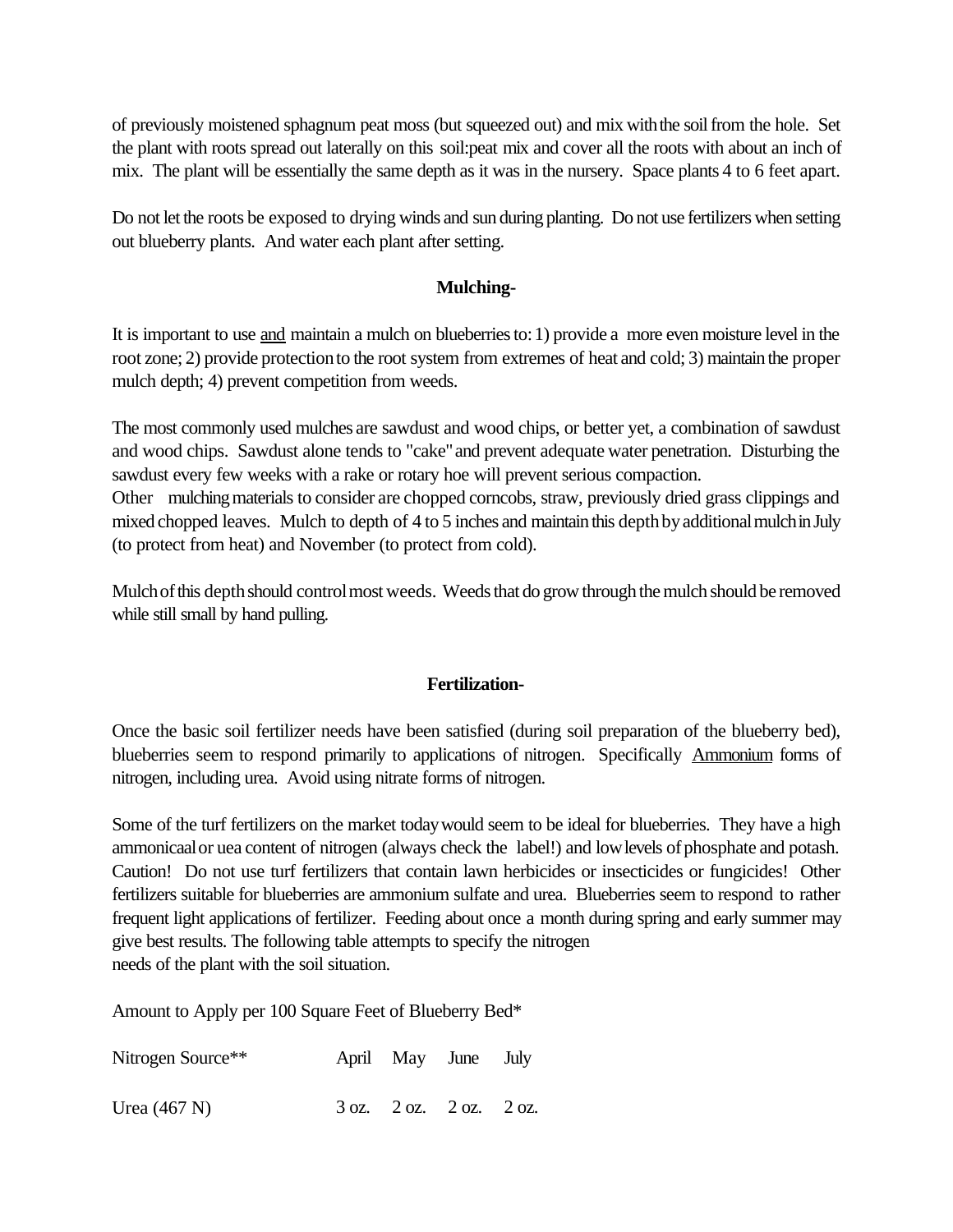of previously moistened sphagnum peat moss (but squeezed out) and mix with the soil from the hole. Set the plant with roots spread out laterally on this soil:peat mix and cover all the roots with about an inch of mix. The plant will be essentially the same depth as it was in the nursery. Space plants 4 to 6 feet apart.

Do not let the roots be exposed to drying winds and sun during planting. Do not use fertilizers when setting out blueberry plants. And water each plant after setting.

**Mulching-**

It is important to use <u>and</u> maintain a mulch on blueberries to: 1) provide a more even moisture level in the root zone; 2) provide protection to the root system from extremes of heat and cold; 3) maintain the proper mulch depth; 4) prevent competition from weeds.

The most commonly used mulches are sawdust and wood chips, or better yet, a combination of sawdust and wood chips. Sawdust alone tends to "cake" and prevent adequate water penetration. Disturbing the sawdust every few weeks with a rake or rotary hoe will prevent serious compaction.
Other mulching materials to consider are chopped corncobs, straw, previously dried grass clippings and mixed chopped leaves. Mulch to depth of 4 to 5 inches and maintain this depth by additional mulch in July (to protect from heat) and November (to protect from cold).

Mulch of this depth should control most weeds. Weeds that do grow through the mulch should be removed while still small by hand pulling.

**Fertilization-**

Once the basic soil fertilizer needs have been satisfied (during soil preparation of the blueberry bed), blueberries seem to respond primarily to applications of nitrogen. Specifically <u>Ammonium</u> forms of nitrogen, including urea. Avoid using nitrate forms of nitrogen.

Some of the turf fertilizers on the market today would seem to be ideal for blueberries. They have a high ammonicaal or uea content of nitrogen (always check the label!) and low levels of phosphate and potash. Caution! Do not use turf fertilizers that contain lawn herbicides or insecticides or fungicides! Other fertilizers suitable for blueberries are ammonium sulfate and urea. Blueberries seem to respond to rather frequent light applications of fertilizer. Feeding about once a month during spring and early summer may give best results. The following table attempts to specify the nitrogen
needs of the plant with the soil situation.

Amount to Apply per 100 Square Feet of Blueberry Bed*

| Nitrogen Source** | April | May | June | July |
|---|---|---|---|---|
| Urea (467 N) | 3 oz. | 2 oz. | 2 oz. | 2 oz. |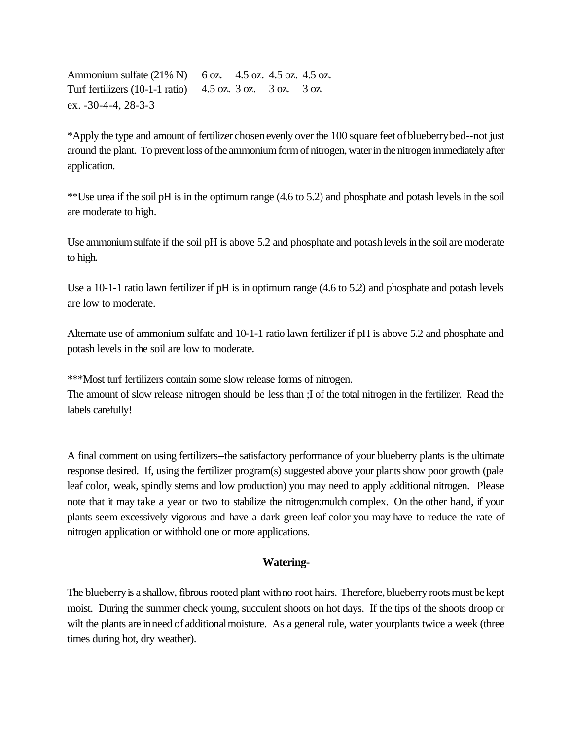| | | | | |
|---|---|---|---|---|
| Ammonium sulfate (21% N) | 6 oz. | 4.5 oz. | 4.5 oz. | 4.5 oz. |
| Turf fertilizers (10-1-1 ratio) | 4.5 oz. | 3 oz. | 3 oz. | 3 oz. |
| ex. -30-4-4, 28-3-3 | | | | |

*Apply the type and amount of fertilizer chosen evenly over the 100 square feet of blueberry bed--not just around the plant. To prevent loss of the ammonium form of nitrogen, water in the nitrogen immediately after application.

**Use urea if the soil pH is in the optimum range (4.6 to 5.2) and phosphate and potash levels in the soil are moderate to high.

Use ammonium sulfate if the soil pH is above 5.2 and phosphate and potash levels in the soil are moderate to high.

Use a 10-1-1 ratio lawn fertilizer if pH is in optimum range (4.6 to 5.2) and phosphate and potash levels are low to moderate.

Alternate use of ammonium sulfate and 10-1-1 ratio lawn fertilizer if pH is above 5.2 and phosphate and potash levels in the soil are low to moderate.

***Most turf fertilizers contain some slow release forms of nitrogen.
The amount of slow release nitrogen should be less than ;I of the total nitrogen in the fertilizer. Read the labels carefully!

A final comment on using fertilizers--the satisfactory performance of your blueberry plants is the ultimate response desired. If, using the fertilizer program(s) suggested above your plants show poor growth (pale leaf color, weak, spindly stems and low production) you may need to apply additional nitrogen. Please note that it may take a year or two to stabilize the nitrogen:mulch complex. On the other hand, if your plants seem excessively vigorous and have a dark green leaf color you may have to reduce the rate of nitrogen application or withhold one or more applications.

**Watering-**

The blueberry is a shallow, fibrous rooted plant with no root hairs. Therefore, blueberry roots must be kept moist. During the summer check young, succulent shoots on hot days. If the tips of the shoots droop or wilt the plants are in need of additional moisture. As a general rule, water yourplants twice a week (three times during hot, dry weather).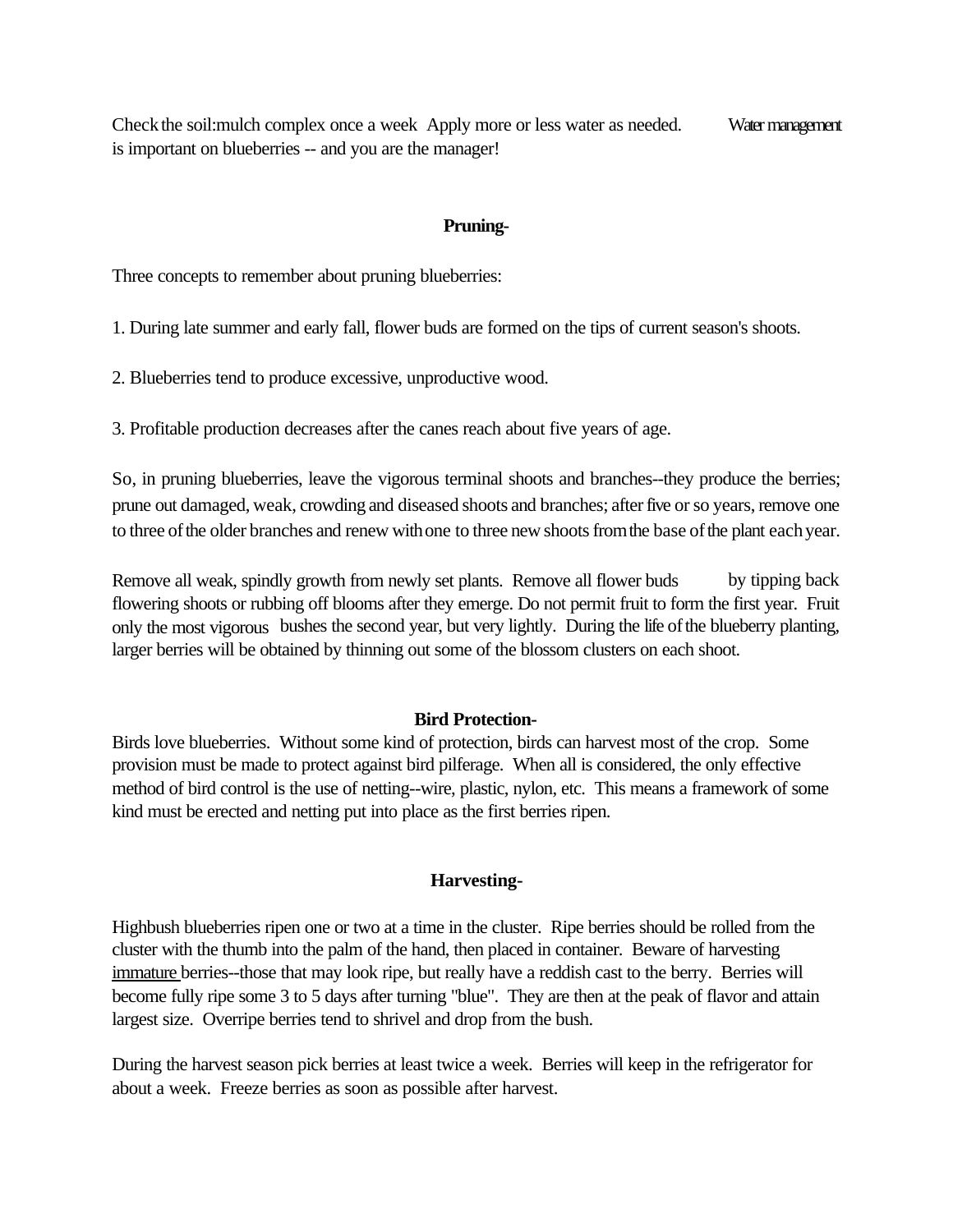Check the soil:mulch complex once a week Apply more or less water as needed. Water management is important on blueberries -- and you are the manager!

## Pruning-

Three concepts to remember about pruning blueberries:

1. During late summer and early fall, flower buds are formed on the tips of current season's shoots.

2. Blueberries tend to produce excessive, unproductive wood.

3. Profitable production decreases after the canes reach about five years of age.

So, in pruning blueberries, leave the vigorous terminal shoots and branches--they produce the berries; prune out damaged, weak, crowding and diseased shoots and branches; after five or so years, remove one to three of the older branches and renew with one to three new shoots from the base of the plant each year.

Remove all weak, spindly growth from newly set plants. Remove all flower buds by tipping back flowering shoots or rubbing off blooms after they emerge. Do not permit fruit to form the first year. Fruit only the most vigorous bushes the second year, but very lightly. During the life of the blueberry planting, larger berries will be obtained by thinning out some of the blossom clusters on each shoot.

## Bird Protection-

Birds love blueberries. Without some kind of protection, birds can harvest most of the crop. Some provision must be made to protect against bird pilferage. When all is considered, the only effective method of bird control is the use of netting--wire, plastic, nylon, etc. This means a framework of some kind must be erected and netting put into place as the first berries ripen.

## Harvesting-

Highbush blueberries ripen one or two at a time in the cluster. Ripe berries should be rolled from the cluster with the thumb into the palm of the hand, then placed in container. Beware of harvesting <u>immature</u> berries--those that may look ripe, but really have a reddish cast to the berry. Berries will become fully ripe some 3 to 5 days after turning "blue". They are then at the peak of flavor and attain largest size. Overripe berries tend to shrivel and drop from the bush.

During the harvest season pick berries at least twice a week. Berries will keep in the refrigerator for about a week. Freeze berries as soon as possible after harvest.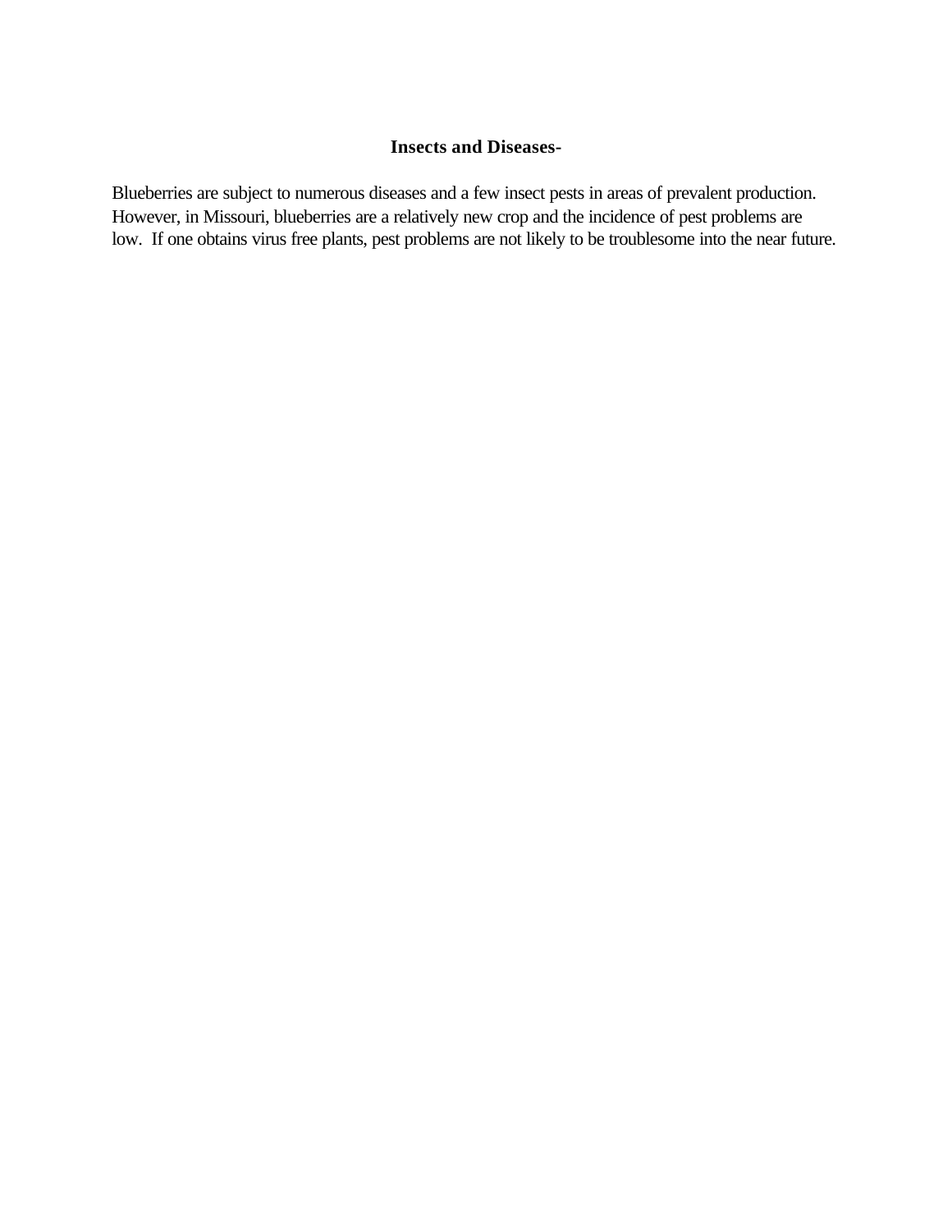## Insects and Diseases-

Blueberries are subject to numerous diseases and a few insect pests in areas of prevalent production. However, in Missouri, blueberries are a relatively new crop and the incidence of pest problems are low. If one obtains virus free plants, pest problems are not likely to be troublesome into the near future.